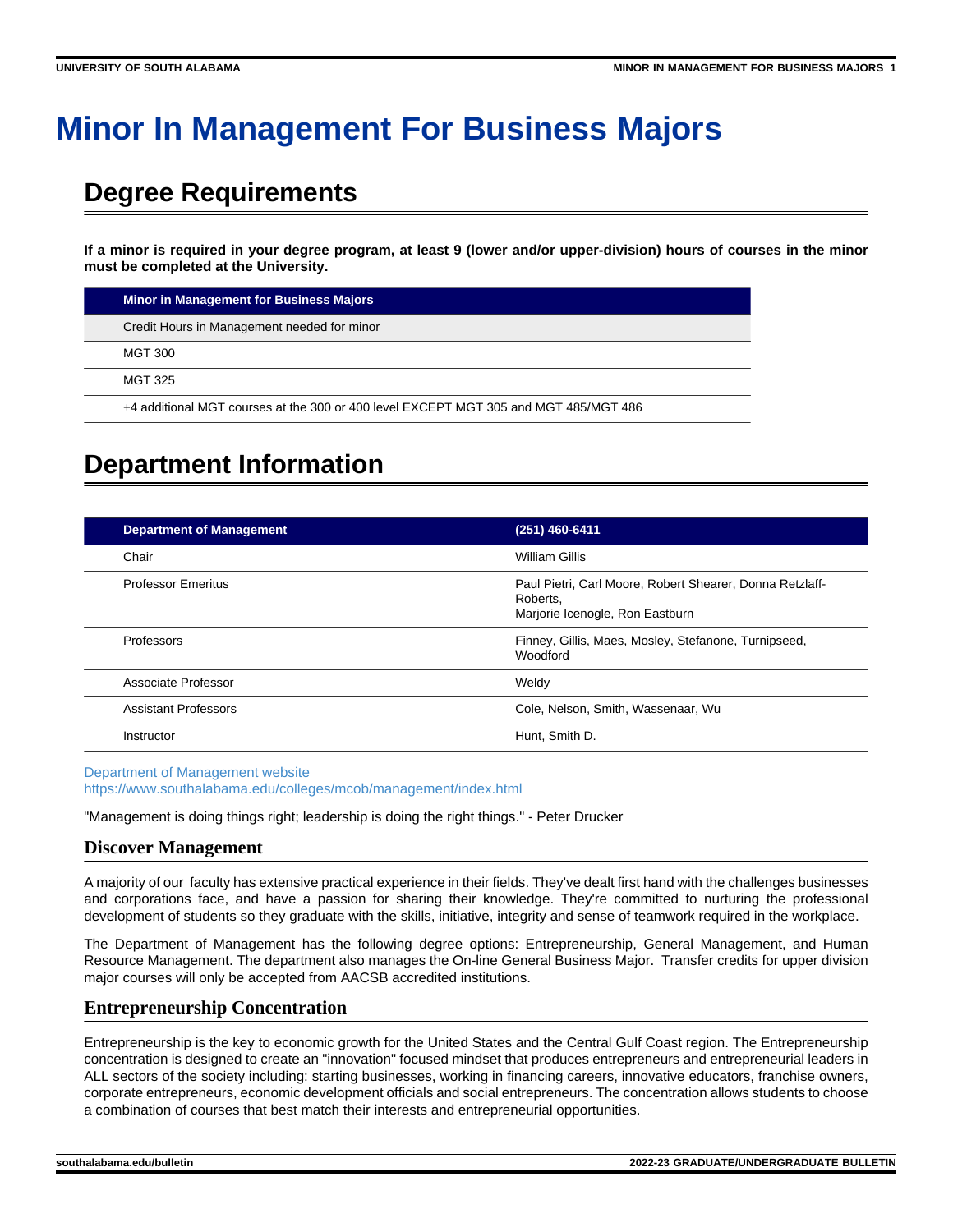# Minor In Management For Business Majors

## Degree Requirements

**If a minor is required in your degree program, at least 9 (lower and/or upper-division) hours of courses in the minor must be completed at the University.**

| Minor in Management for Business Majors |
| --- |
| Credit Hours in Management needed for minor |
| MGT 300 |
| MGT 325 |
| +4 additional MGT courses at the 300 or 400 level EXCEPT MGT 305 and MGT 485/MGT 486 |

## Department Information

| Department of Management | (251) 460-6411 |
| --- | --- |
| Chair | William Gillis |
| Professor Emeritus | Paul Pietri, Carl Moore, Robert Shearer, Donna Retzlaff-Roberts, Marjorie Icenogle, Ron Eastburn |
| Professors | Finney, Gillis, Maes, Mosley, Stefanone, Turnipseed, Woodford |
| Associate Professor | Weldy |
| Assistant Professors | Cole, Nelson, Smith, Wassenaar, Wu |
| Instructor | Hunt, Smith D. |

Department of Management website
https://www.southalabama.edu/colleges/mcob/management/index.html

"Management is doing things right; leadership is doing the right things." - Peter Drucker

### Discover Management

A majority of our faculty has extensive practical experience in their fields. They've dealt first hand with the challenges businesses and corporations face, and have a passion for sharing their knowledge. They're committed to nurturing the professional development of students so they graduate with the skills, initiative, integrity and sense of teamwork required in the workplace.

The Department of Management has the following degree options: Entrepreneurship, General Management, and Human Resource Management. The department also manages the On-line General Business Major. Transfer credits for upper division major courses will only be accepted from AACSB accredited institutions.

### Entrepreneurship Concentration

Entrepreneurship is the key to economic growth for the United States and the Central Gulf Coast region. The Entrepreneurship concentration is designed to create an "innovation" focused mindset that produces entrepreneurs and entrepreneurial leaders in ALL sectors of the society including: starting businesses, working in financing careers, innovative educators, franchise owners, corporate entrepreneurs, economic development officials and social entrepreneurs. The concentration allows students to choose a combination of courses that best match their interests and entrepreneurial opportunities.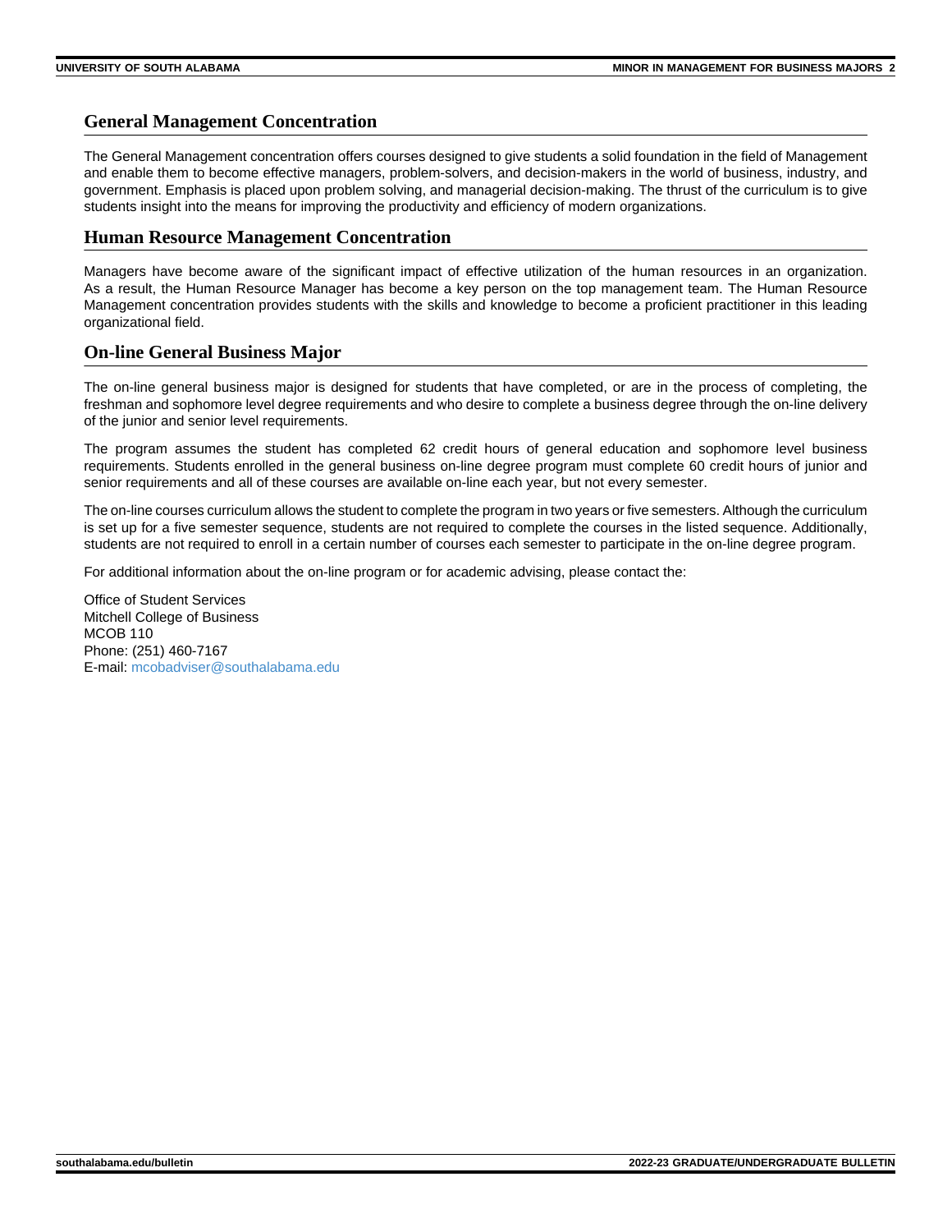## General Management Concentration

The General Management concentration offers courses designed to give students a solid foundation in the field of Management and enable them to become effective managers, problem-solvers, and decision-makers in the world of business, industry, and government. Emphasis is placed upon problem solving, and managerial decision-making. The thrust of the curriculum is to give students insight into the means for improving the productivity and efficiency of modern organizations.

## Human Resource Management Concentration

Managers have become aware of the significant impact of effective utilization of the human resources in an organization. As a result, the Human Resource Manager has become a key person on the top management team. The Human Resource Management concentration provides students with the skills and knowledge to become a proficient practitioner in this leading organizational field.

## On-line General Business Major

The on-line general business major is designed for students that have completed, or are in the process of completing, the freshman and sophomore level degree requirements and who desire to complete a business degree through the on-line delivery of the junior and senior level requirements.

The program assumes the student has completed 62 credit hours of general education and sophomore level business requirements. Students enrolled in the general business on-line degree program must complete 60 credit hours of junior and senior requirements and all of these courses are available on-line each year, but not every semester.

The on-line courses curriculum allows the student to complete the program in two years or five semesters. Although the curriculum is set up for a five semester sequence, students are not required to complete the courses in the listed sequence. Additionally, students are not required to enroll in a certain number of courses each semester to participate in the on-line degree program.

For additional information about the on-line program or for academic advising, please contact the:

Office of Student Services
Mitchell College of Business
MCOB 110
Phone: (251) 460-7167
E-mail: mcobadviser@southalabama.edu